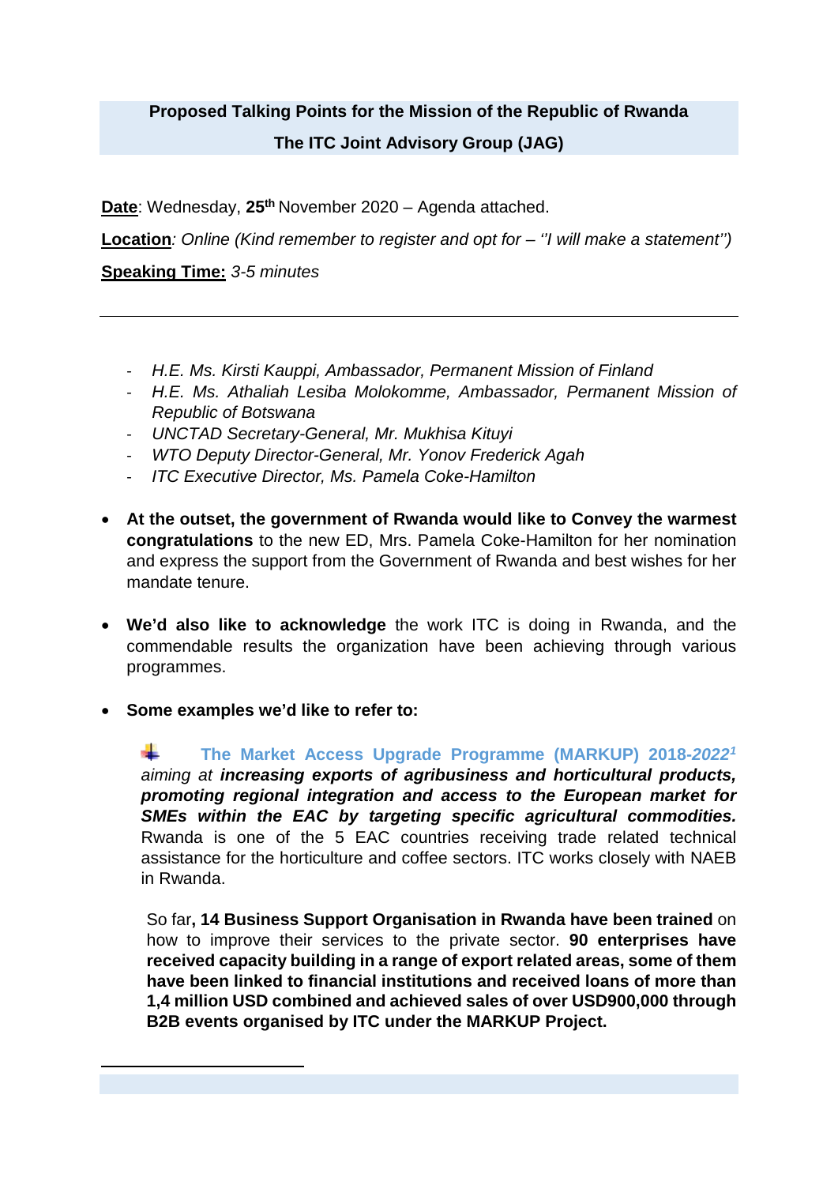**Proposed Talking Points for the Mission of the Republic of Rwanda**

**The ITC Joint Advisory Group (JAG)**

**Date**: Wednesday, **25th** November 2020 – Agenda attached.

**Location**: *Online (Kind remember to register and opt for – ''I will make a statement'')*

**Speaking Time:** *3-5 minutes*

---

- *H.E. Ms. Kirsti Kauppi, Ambassador, Permanent Mission of Finland*
- *H.E. Ms. Athaliah Lesiba Molokomme, Ambassador, Permanent Mission of Republic of Botswana*
- *UNCTAD Secretary-General, Mr. Mukhisa Kituyi*
- *WTO Deputy Director-General, Mr. Yonov Frederick Agah*
- *ITC Executive Director, Ms. Pamela Coke-Hamilton*

- **At the outset, the government of Rwanda would like to Convey the warmest congratulations** to the new ED, Mrs. Pamela Coke-Hamilton for her nomination and express the support from the Government of Rwanda and best wishes for her mandate tenure.

- **We'd also like to acknowledge** the work ITC is doing in Rwanda, and the commendable results the organization have been achieving through various programmes.

- **Some examples we'd like to refer to:**

  - **The Market Access Upgrade Programme (MARKUP) 2018-*2022*[1]** *aiming at **increasing exports of agribusiness and horticultural products, promoting regional integration and access to the European market for SMEs within the EAC by targeting specific agricultural commodities.*** Rwanda is one of the 5 EAC countries receiving trade related technical assistance for the horticulture and coffee sectors. ITC works closely with NAEB in Rwanda.

    So far**, 14 Business Support Organisation in Rwanda have been trained** on how to improve their services to the private sector. **90 enterprises have received capacity building in a range of export related areas, some of them have been linked to financial institutions and received loans of more than 1,4 million USD combined and achieved sales of over USD900,000 through B2B events organised by ITC under the MARKUP Project.**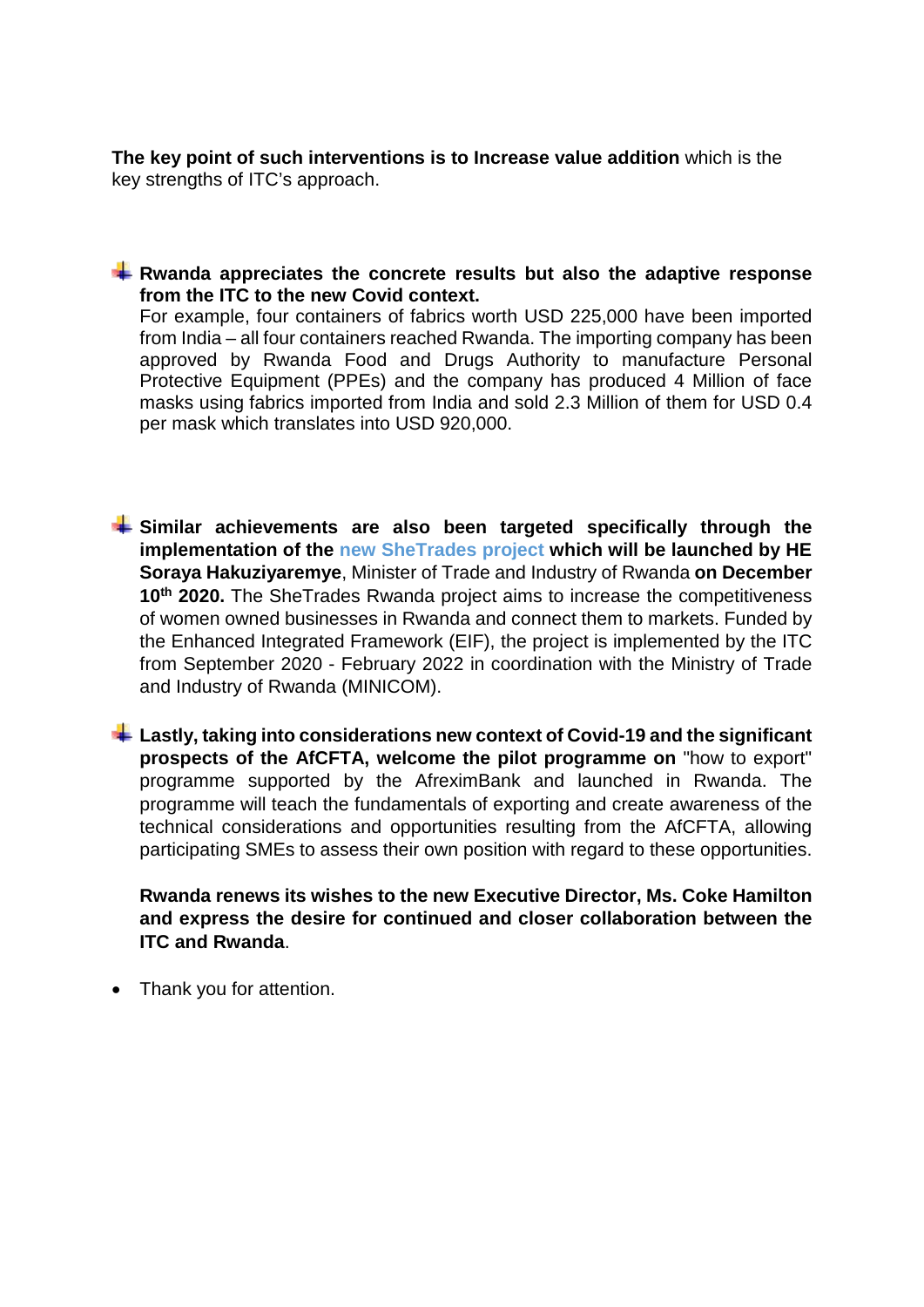**The key point of such interventions is to Increase value addition** which is the key strengths of ITC's approach.

- **Rwanda appreciates the concrete results but also the adaptive response from the ITC to the new Covid context.**
  For example, four containers of fabrics worth USD 225,000 have been imported from India – all four containers reached Rwanda. The importing company has been approved by Rwanda Food and Drugs Authority to manufacture Personal Protective Equipment (PPEs) and the company has produced 4 Million of face masks using fabrics imported from India and sold 2.3 Million of them for USD 0.4 per mask which translates into USD 920,000.

- **Similar achievements are also been targeted specifically through the implementation of the** new SheTrades project **which will be launched by HE Soraya Hakuziyaremye**, Minister of Trade and Industry of Rwanda **on December 10th 2020.** The SheTrades Rwanda project aims to increase the competitiveness of women owned businesses in Rwanda and connect them to markets. Funded by the Enhanced Integrated Framework (EIF), the project is implemented by the ITC from September 2020 - February 2022 in coordination with the Ministry of Trade and Industry of Rwanda (MINICOM).

- **Lastly, taking into considerations new context of Covid-19 and the significant prospects of the AfCFTA, welcome the pilot programme on** "how to export" programme supported by the AfreximBank and launched in Rwanda. The programme will teach the fundamentals of exporting and create awareness of the technical considerations and opportunities resulting from the AfCFTA, allowing participating SMEs to assess their own position with regard to these opportunities.

  **Rwanda renews its wishes to the new Executive Director, Ms. Coke Hamilton and express the desire for continued and closer collaboration between the ITC and Rwanda**.

- Thank you for attention.